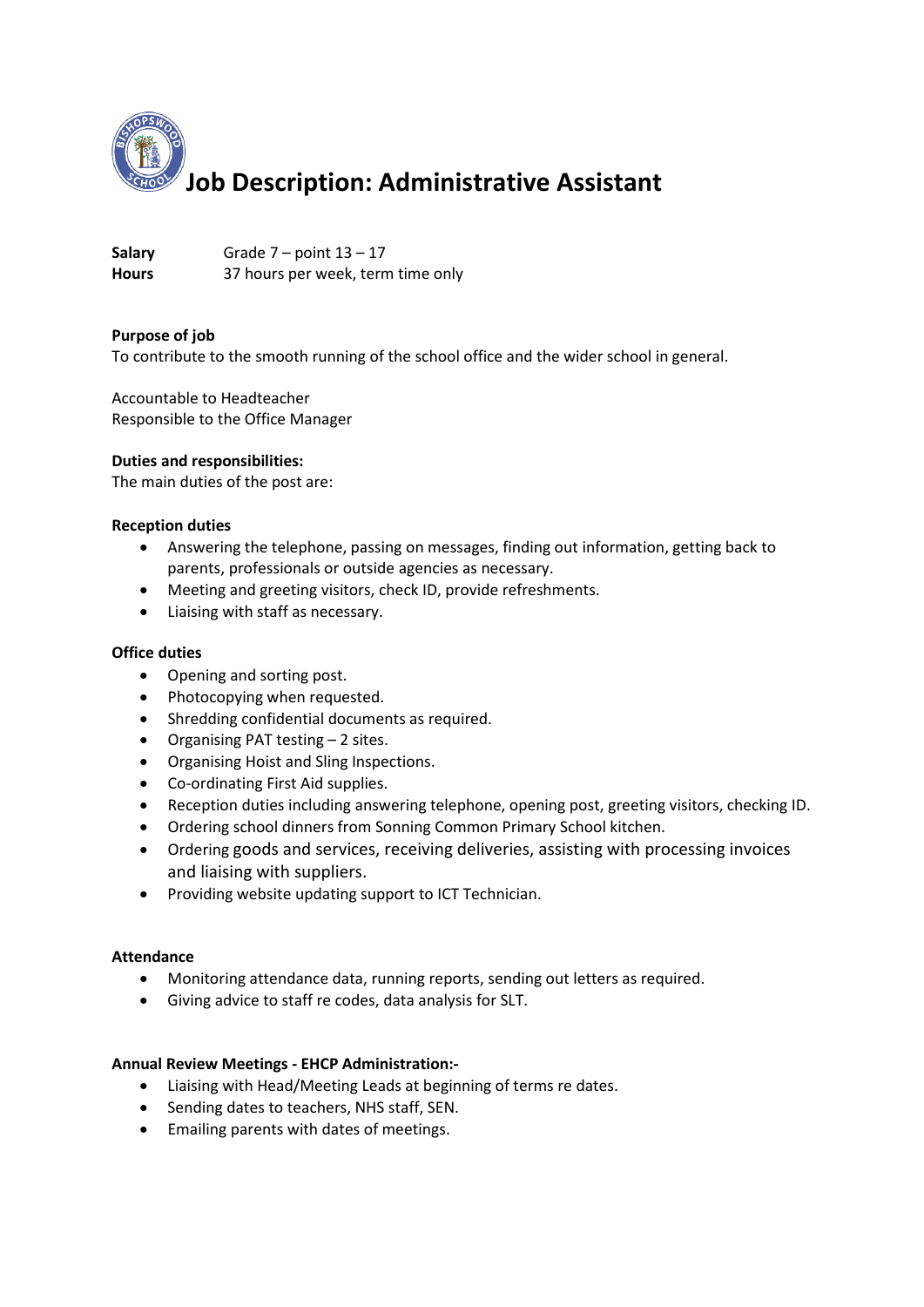# Job Description: Administrative Assistant

**Salary** Grade 7 – point 13 – 17
**Hours** 37 hours per week, term time only

**Purpose of job**
To contribute to the smooth running of the school office and the wider school in general.

Accountable to Headteacher
Responsible to the Office Manager

**Duties and responsibilities:**
The main duties of the post are:

**Reception duties**

- Answering the telephone, passing on messages, finding out information, getting back to parents, professionals or outside agencies as necessary.
- Meeting and greeting visitors, check ID, provide refreshments.
- Liaising with staff as necessary.

**Office duties**

- Opening and sorting post.
- Photocopying when requested.
- Shredding confidential documents as required.
- Organising PAT testing – 2 sites.
- Organising Hoist and Sling Inspections.
- Co-ordinating First Aid supplies.
- Reception duties including answering telephone, opening post, greeting visitors, checking ID.
- Ordering school dinners from Sonning Common Primary School kitchen.
- Ordering goods and services, receiving deliveries, assisting with processing invoices and liaising with suppliers.
- Providing website updating support to ICT Technician.

**Attendance**

- Monitoring attendance data, running reports, sending out letters as required.
- Giving advice to staff re codes, data analysis for SLT.

**Annual Review Meetings - EHCP Administration:-**

- Liaising with Head/Meeting Leads at beginning of terms re dates.
- Sending dates to teachers, NHS staff, SEN.
- Emailing parents with dates of meetings.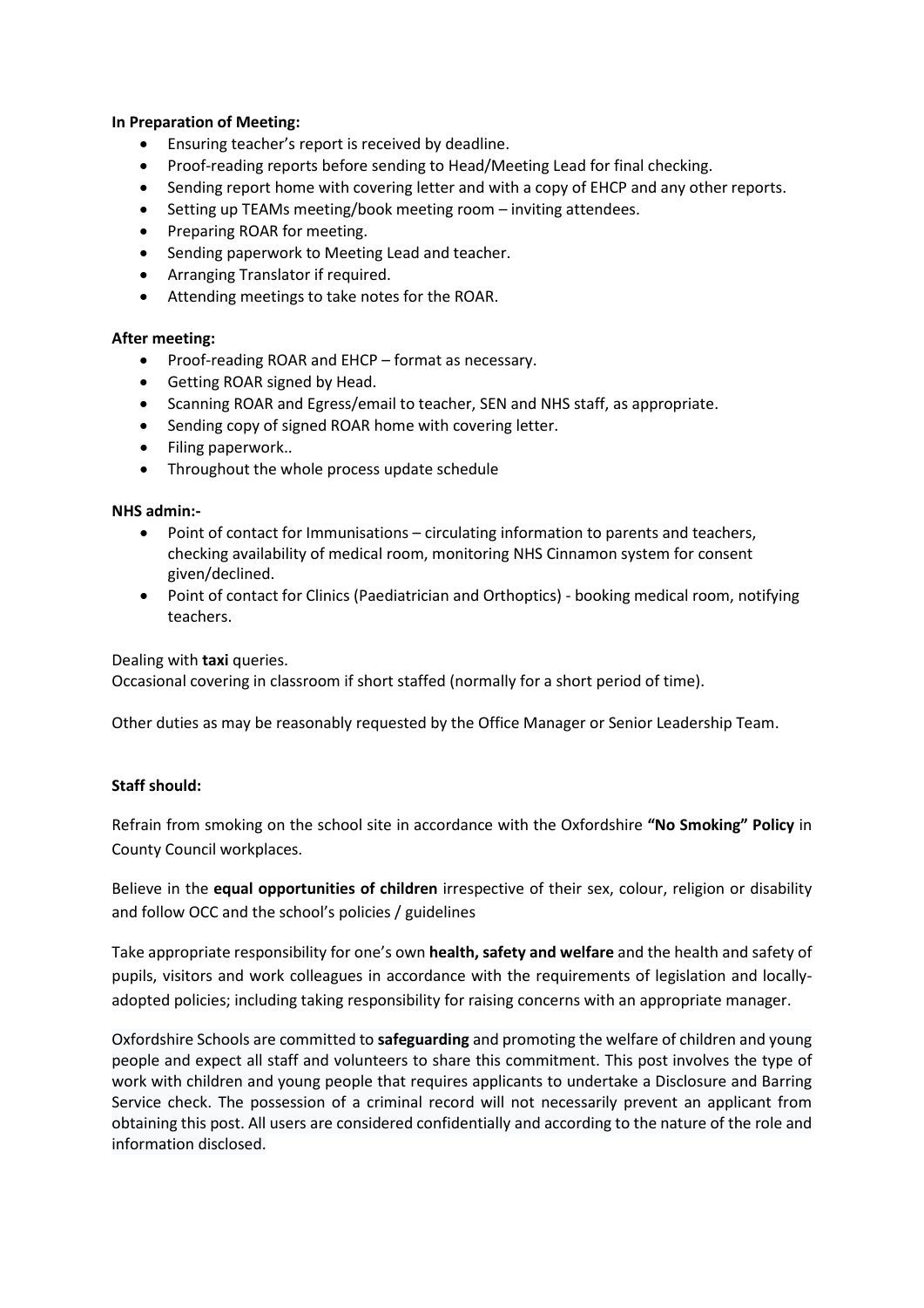**In Preparation of Meeting:**

- Ensuring teacher's report is received by deadline.
- Proof-reading reports before sending to Head/Meeting Lead for final checking.
- Sending report home with covering letter and with a copy of EHCP and any other reports.
- Setting up TEAMs meeting/book meeting room – inviting attendees.
- Preparing ROAR for meeting.
- Sending paperwork to Meeting Lead and teacher.
- Arranging Translator if required.
- Attending meetings to take notes for the ROAR.

**After meeting:**

- Proof-reading ROAR and EHCP – format as necessary.
- Getting ROAR signed by Head.
- Scanning ROAR and Egress/email to teacher, SEN and NHS staff, as appropriate.
- Sending copy of signed ROAR home with covering letter.
- Filing paperwork..
- Throughout the whole process update schedule

**NHS admin:-**

- Point of contact for Immunisations – circulating information to parents and teachers, checking availability of medical room, monitoring NHS Cinnamon system for consent given/declined.
- Point of contact for Clinics (Paediatrician and Orthoptics) - booking medical room, notifying teachers.

Dealing with **taxi** queries.
Occasional covering in classroom if short staffed (normally for a short period of time).

Other duties as may be reasonably requested by the Office Manager or Senior Leadership Team.

**Staff should:**

Refrain from smoking on the school site in accordance with the Oxfordshire **"No Smoking" Policy** in County Council workplaces.

Believe in the **equal opportunities of children** irrespective of their sex, colour, religion or disability and follow OCC and the school's policies / guidelines

Take appropriate responsibility for one's own **health, safety and welfare** and the health and safety of pupils, visitors and work colleagues in accordance with the requirements of legislation and locally-adopted policies; including taking responsibility for raising concerns with an appropriate manager.

Oxfordshire Schools are committed to **safeguarding** and promoting the welfare of children and young people and expect all staff and volunteers to share this commitment. This post involves the type of work with children and young people that requires applicants to undertake a Disclosure and Barring Service check. The possession of a criminal record will not necessarily prevent an applicant from obtaining this post. All users are considered confidentially and according to the nature of the role and information disclosed.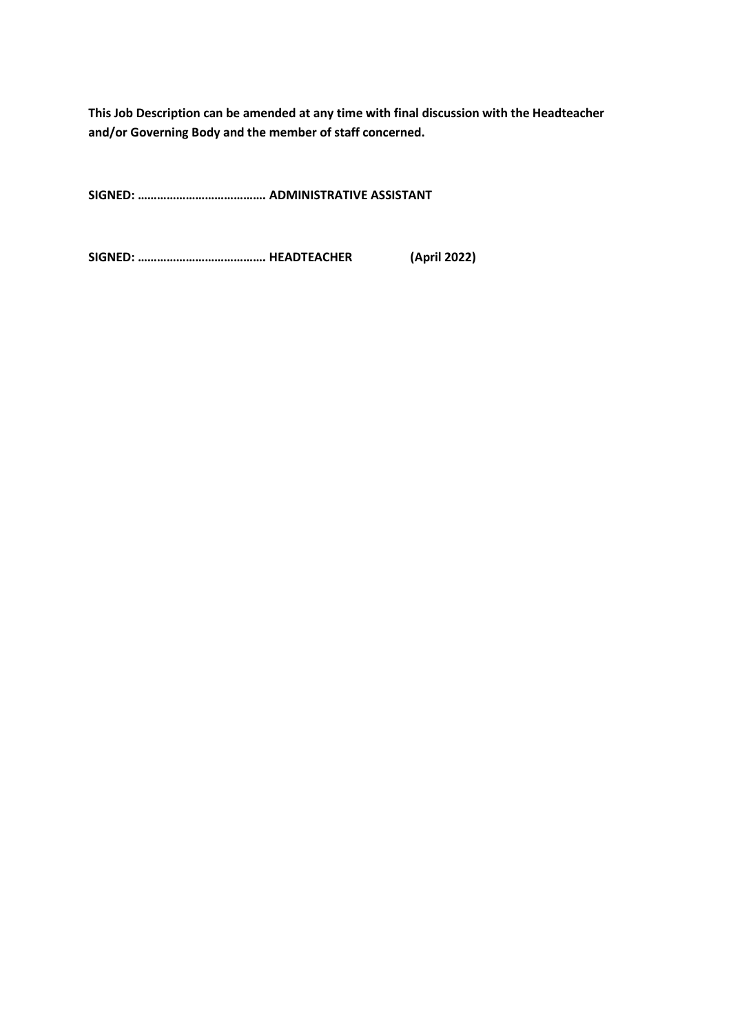**This Job Description can be amended at any time with final discussion with the Headteacher and/or Governing Body and the member of staff concerned.**

**SIGNED: …………………………………. ADMINISTRATIVE ASSISTANT**

**SIGNED: …………………………………. HEADTEACHER (April 2022)**